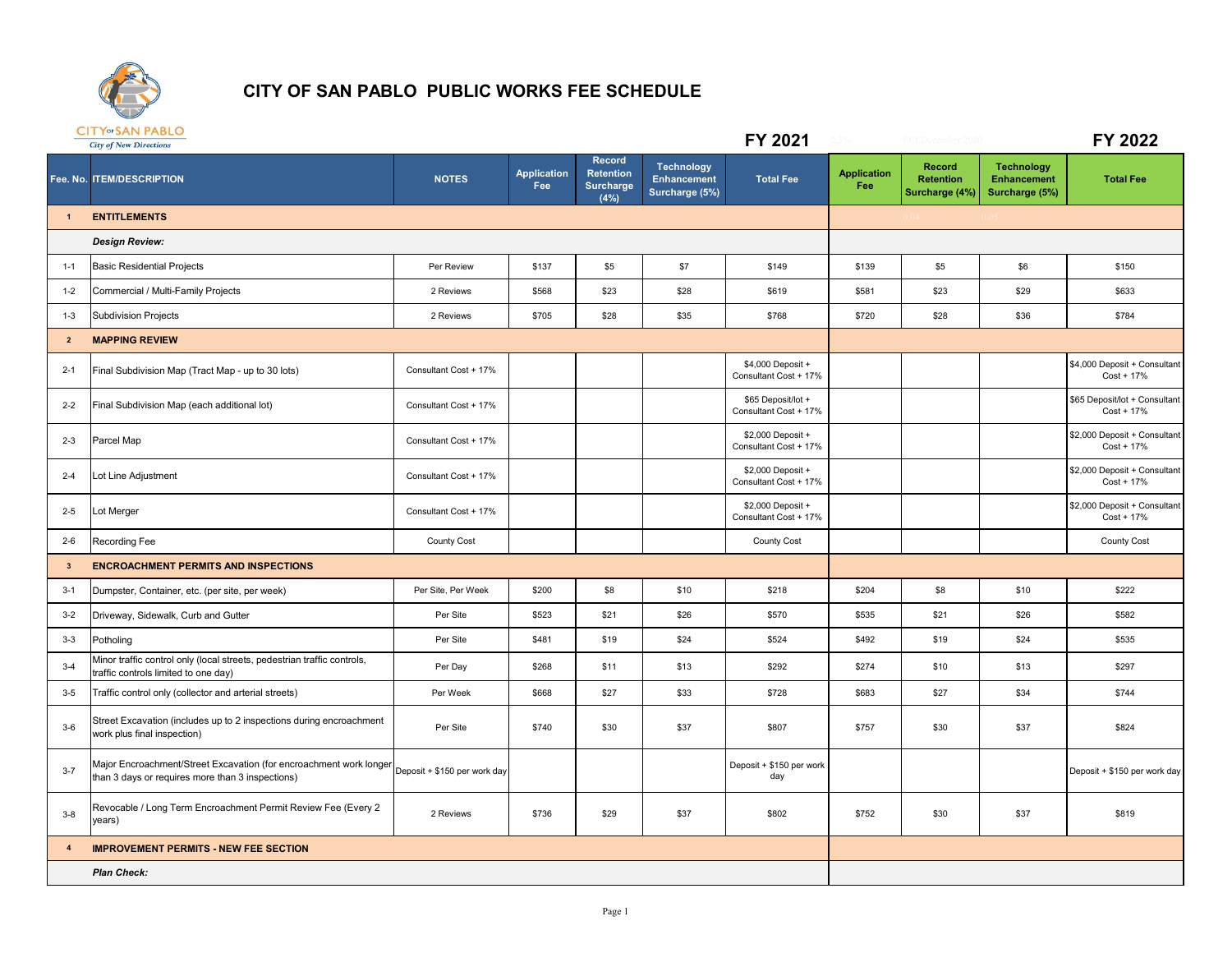# CITY OF SAN PABLO PUBLIC WORKS FEE SCHEDULE

CITY OF SAN PABLO
City of New Directions

| | | | FY 2021 | | | | FY 2022 | | | |
|---|---|---|---|---|---|---|---|---|---|---|
| Fee. No. | ITEM/DESCRIPTION | NOTES | Application Fee | Record Retention Surcharge (4%) | Technology Enhancement Surcharge (5%) | Total Fee | Application Fee | Record Retention Surcharge (4%) | Technology Enhancement Surcharge (5%) | Total Fee |
| 1 | **ENTITLEMENTS** | | | | | | | | | |
| | ***Design Review:*** | | | | | | | | | |
| 1-1 | Basic Residential Projects | Per Review | $137 | $5 | $7 | $149 | $139 | $5 | $6 | $150 |
| 1-2 | Commercial / Multi-Family Projects | 2 Reviews | $568 | $23 | $28 | $619 | $581 | $23 | $29 | $633 |
| 1-3 | Subdivision Projects | 2 Reviews | $705 | $28 | $35 | $768 | $720 | $28 | $36 | $784 |
| 2 | **MAPPING REVIEW** | | | | | | | | | |
| 2-1 | Final Subdivision Map (Tract Map - up to 30 lots) | Consultant Cost + 17% | | | | $4,000 Deposit + Consultant Cost + 17% | | | | $4,000 Deposit + Consultant Cost + 17% |
| 2-2 | Final Subdivision Map (each additional lot) | Consultant Cost + 17% | | | | $65 Deposit/lot + Consultant Cost + 17% | | | | $65 Deposit/lot + Consultant Cost + 17% |
| 2-3 | Parcel Map | Consultant Cost + 17% | | | | $2,000 Deposit + Consultant Cost + 17% | | | | $2,000 Deposit + Consultant Cost + 17% |
| 2-4 | Lot Line Adjustment | Consultant Cost + 17% | | | | $2,000 Deposit + Consultant Cost + 17% | | | | $2,000 Deposit + Consultant Cost + 17% |
| 2-5 | Lot Merger | Consultant Cost + 17% | | | | $2,000 Deposit + Consultant Cost + 17% | | | | $2,000 Deposit + Consultant Cost + 17% |
| 2-6 | Recording Fee | County Cost | | | | County Cost | | | | County Cost |
| 3 | **ENCROACHMENT PERMITS AND INSPECTIONS** | | | | | | | | | |
| 3-1 | Dumpster, Container, etc. (per site, per week) | Per Site, Per Week | $200 | $8 | $10 | $218 | $204 | $8 | $10 | $222 |
| 3-2 | Driveway, Sidewalk, Curb and Gutter | Per Site | $523 | $21 | $26 | $570 | $535 | $21 | $26 | $582 |
| 3-3 | Potholing | Per Site | $481 | $19 | $24 | $524 | $492 | $19 | $24 | $535 |
| 3-4 | Minor traffic control only (local streets, pedestrian traffic controls, traffic controls limited to one day) | Per Day | $268 | $11 | $13 | $292 | $274 | $10 | $13 | $297 |
| 3-5 | Traffic control only (collector and arterial streets) | Per Week | $668 | $27 | $33 | $728 | $683 | $27 | $34 | $744 |
| 3-6 | Street Excavation (includes up to 2 inspections during encroachment work plus final inspection) | Per Site | $740 | $30 | $37 | $807 | $757 | $30 | $37 | $824 |
| 3-7 | Major Encroachment/Street Excavation (for encroachment work longer than 3 days or requires more than 3 inspections) | Deposit + $150 per work day | | | | Deposit + $150 per work day | | | | Deposit + $150 per work day |
| 3-8 | Revocable / Long Term Encroachment Permit Review Fee (Every 2 years) | 2 Reviews | $736 | $29 | $37 | $802 | $752 | $30 | $37 | $819 |
| 4 | **IMPROVEMENT PERMITS - NEW FEE SECTION** | | | | | | | | | |
| | ***Plan Check:*** | | | | | | | | | |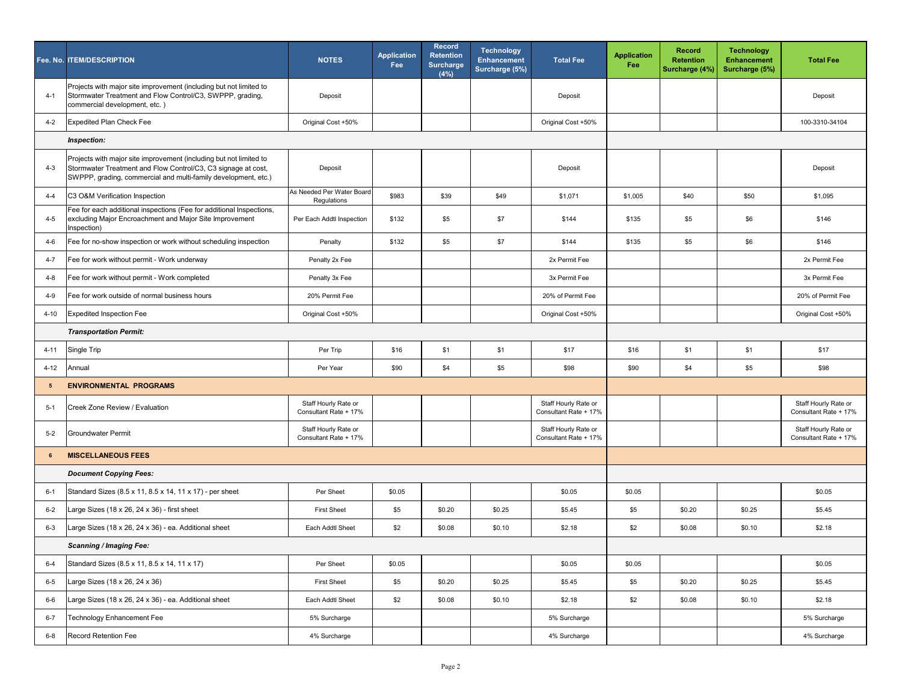| Fee. No. | ITEM/DESCRIPTION | NOTES | Application Fee | Record Retention Surcharge (4%) | Technology Enhancement Surcharge (5%) | Total Fee | Application Fee | Record Retention Surcharge (4%) | Technology Enhancement Surcharge (5%) | Total Fee |
|---|---|---|---|---|---|---|---|---|---|---|
| 4-1 | Projects with major site improvement (including but not limited to Stormwater Treatment and Flow Control/C3, SWPPP, grading, commercial development, etc. ) | Deposit | | | | Deposit | | | | Deposit |
| 4-2 | Expedited Plan Check Fee | Original Cost +50% | | | | Original Cost +50% | | | | 100-3310-34104 |
| | ***Inspection:*** | | | | | | | | | |
| 4-3 | Projects with major site improvement (including but not limited to Stormwater Treatment and Flow Control/C3, C3 signage at cost, SWPPP, grading, commercial and multi-family development, etc.) | Deposit | | | | Deposit | | | | Deposit |
| 4-4 | C3 O&M Verification Inspection | As Needed Per Water Board Regulations | $983 | $39 | $49 | $1,071 | $1,005 | $40 | $50 | $1,095 |
| 4-5 | Fee for each additional inspections (Fee for additional Inspections, excluding Major Encroachment and Major Site Improvement Inspection) | Per Each Addtl Inspection | $132 | $5 | $7 | $144 | $135 | $5 | $6 | $146 |
| 4-6 | Fee for no-show inspection or work without scheduling inspection | Penalty | $132 | $5 | $7 | $144 | $135 | $5 | $6 | $146 |
| 4-7 | Fee for work without permit - Work underway | Penalty 2x Fee | | | | 2x Permit Fee | | | | 2x Permit Fee |
| 4-8 | Fee for work without permit - Work completed | Penalty 3x Fee | | | | 3x Permit Fee | | | | 3x Permit Fee |
| 4-9 | Fee for work outside of normal business hours | 20% Permit Fee | | | | 20% of Permit Fee | | | | 20% of Permit Fee |
| 4-10 | Expedited Inspection Fee | Original Cost +50% | | | | Original Cost +50% | | | | Original Cost +50% |
| | ***Transportation Permit:*** | | | | | | | | | |
| 4-11 | Single Trip | Per Trip | $16 | $1 | $1 | $17 | $16 | $1 | $1 | $17 |
| 4-12 | Annual | Per Year | $90 | $4 | $5 | $98 | $90 | $4 | $5 | $98 |
| **5** | **ENVIRONMENTAL PROGRAMS** | | | | | | | | | |
| 5-1 | Creek Zone Review / Evaluation | Staff Hourly Rate or Consultant Rate + 17% | | | | Staff Hourly Rate or Consultant Rate + 17% | | | | Staff Hourly Rate or Consultant Rate + 17% |
| 5-2 | Groundwater Permit | Staff Hourly Rate or Consultant Rate + 17% | | | | Staff Hourly Rate or Consultant Rate + 17% | | | | Staff Hourly Rate or Consultant Rate + 17% |
| **6** | **MISCELLANEOUS FEES** | | | | | | | | | |
| | ***Document Copying Fees:*** | | | | | | | | | |
| 6-1 | Standard Sizes (8.5 x 11, 8.5 x 14, 11 x 17) - per sheet | Per Sheet | $0.05 | | | $0.05 | $0.05 | | | $0.05 |
| 6-2 | Large Sizes (18 x 26, 24 x 36) - first sheet | First Sheet | $5 | $0.20 | $0.25 | $5.45 | $5 | $0.20 | $0.25 | $5.45 |
| 6-3 | Large Sizes (18 x 26, 24 x 36) - ea. Additional sheet | Each Addtl Sheet | $2 | $0.08 | $0.10 | $2.18 | $2 | $0.08 | $0.10 | $2.18 |
| | ***Scanning / Imaging Fee:*** | | | | | | | | | |
| 6-4 | Standard Sizes (8.5 x 11, 8.5 x 14, 11 x 17) | Per Sheet | $0.05 | | | $0.05 | $0.05 | | | $0.05 |
| 6-5 | Large Sizes (18 x 26, 24 x 36) | First Sheet | $5 | $0.20 | $0.25 | $5.45 | $5 | $0.20 | $0.25 | $5.45 |
| 6-6 | Large Sizes (18 x 26, 24 x 36) - ea. Additional sheet | Each Addtl Sheet | $2 | $0.08 | $0.10 | $2.18 | $2 | $0.08 | $0.10 | $2.18 |
| 6-7 | Technology Enhancement Fee | 5% Surcharge | | | | 5% Surcharge | | | | 5% Surcharge |
| 6-8 | Record Retention Fee | 4% Surcharge | | | | 4% Surcharge | | | | 4% Surcharge |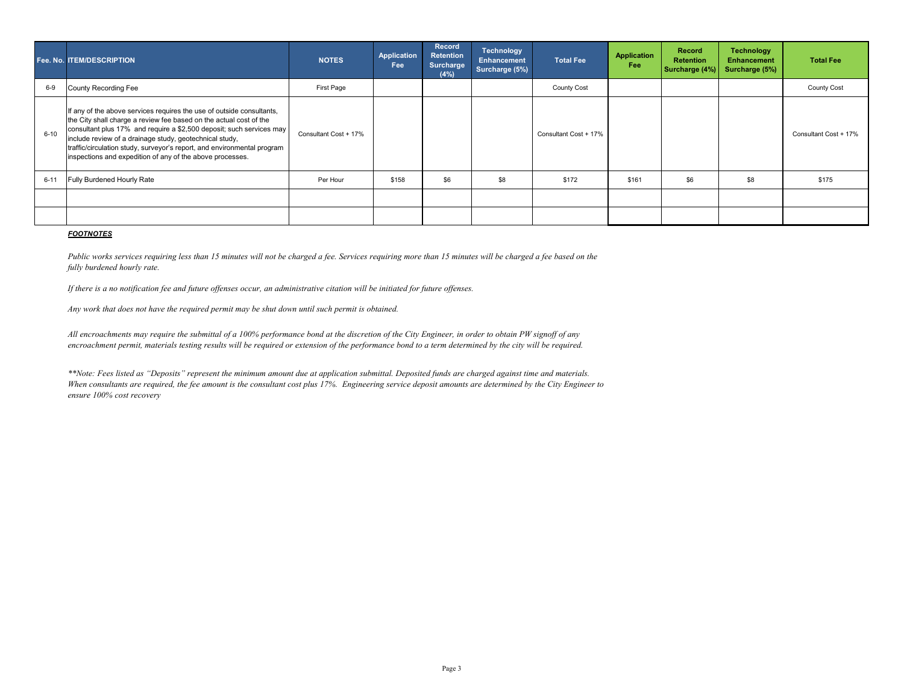| Fee. No. | ITEM/DESCRIPTION | NOTES | Application Fee | Record Retention Surcharge (4%) | Technology Enhancement Surcharge (5%) | Total Fee | Application Fee | Record Retention Surcharge (4%) | Technology Enhancement Surcharge (5%) | Total Fee |
|---|---|---|---|---|---|---|---|---|---|---|
| 6-9 | County Recording Fee | First Page | | | | County Cost | | | | County Cost |
| 6-10 | If any of the above services requires the use of outside consultants, the City shall charge a review fee based on the actual cost of the consultant plus 17% and require a $2,500 deposit; such services may include review of a drainage study, geotechnical study, traffic/circulation study, surveyor's report, and environmental program inspections and expedition of any of the above processes. | Consultant Cost + 17% | | | | Consultant Cost + 17% | | | | Consultant Cost + 17% |
| 6-11 | Fully Burdened Hourly Rate | Per Hour | $158 | $6 | $8 | $172 | $161 | $6 | $8 | $175 |
| | | | | | | | | | | |
| | | | | | | | | | | |

***FOOTNOTES***

*Public works services requiring less than 15 minutes will not be charged a fee. Services requiring more than 15 minutes will be charged a fee based on the fully burdened hourly rate.*

*If there is a no notification fee and future offenses occur, an administrative citation will be initiated for future offenses.*

*Any work that does not have the required permit may be shut down until such permit is obtained.*

*All encroachments may require the submittal of a 100% performance bond at the discretion of the City Engineer, in order to obtain PW signoff of any encroachment permit, materials testing results will be required or extension of the performance bond to a term determined by the city will be required.*

*\*\*Note: Fees listed as "Deposits" represent the minimum amount due at application submittal. Deposited funds are charged against time and materials. When consultants are required, the fee amount is the consultant cost plus 17%. Engineering service deposit amounts are determined by the City Engineer to ensure 100% cost recovery*